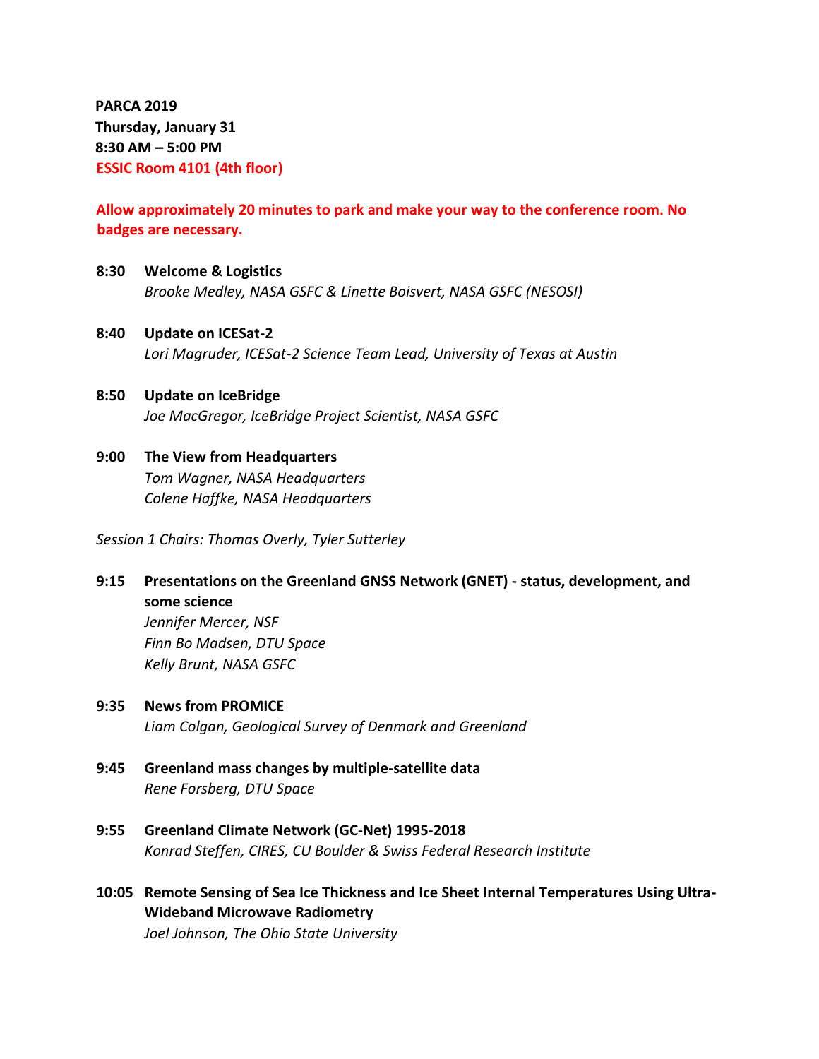**PARCA 2019**
**Thursday, January 31**
**8:30 AM – 5:00 PM**
**ESSIC Room 4101 (4th floor)**

**Allow approximately 20 minutes to park and make your way to the conference room. No badges are necessary.**

**8:30 Welcome & Logistics**
*Brooke Medley, NASA GSFC & Linette Boisvert, NASA GSFC (NESOSI)*

**8:40 Update on ICESat-2**
*Lori Magruder, ICESat-2 Science Team Lead, University of Texas at Austin*

**8:50 Update on IceBridge**
*Joe MacGregor, IceBridge Project Scientist, NASA GSFC*

**9:00 The View from Headquarters**
*Tom Wagner, NASA Headquarters*
*Colene Haffke, NASA Headquarters*

*Session 1 Chairs: Thomas Overly, Tyler Sutterley*

**9:15 Presentations on the Greenland GNSS Network (GNET) - status, development, and some science**
*Jennifer Mercer, NSF*
*Finn Bo Madsen, DTU Space*
*Kelly Brunt, NASA GSFC*

**9:35 News from PROMICE**
*Liam Colgan, Geological Survey of Denmark and Greenland*

**9:45 Greenland mass changes by multiple-satellite data**
*Rene Forsberg, DTU Space*

**9:55 Greenland Climate Network (GC-Net) 1995-2018**
*Konrad Steffen, CIRES, CU Boulder & Swiss Federal Research Institute*

**10:05 Remote Sensing of Sea Ice Thickness and Ice Sheet Internal Temperatures Using Ultra-Wideband Microwave Radiometry**
*Joel Johnson, The Ohio State University*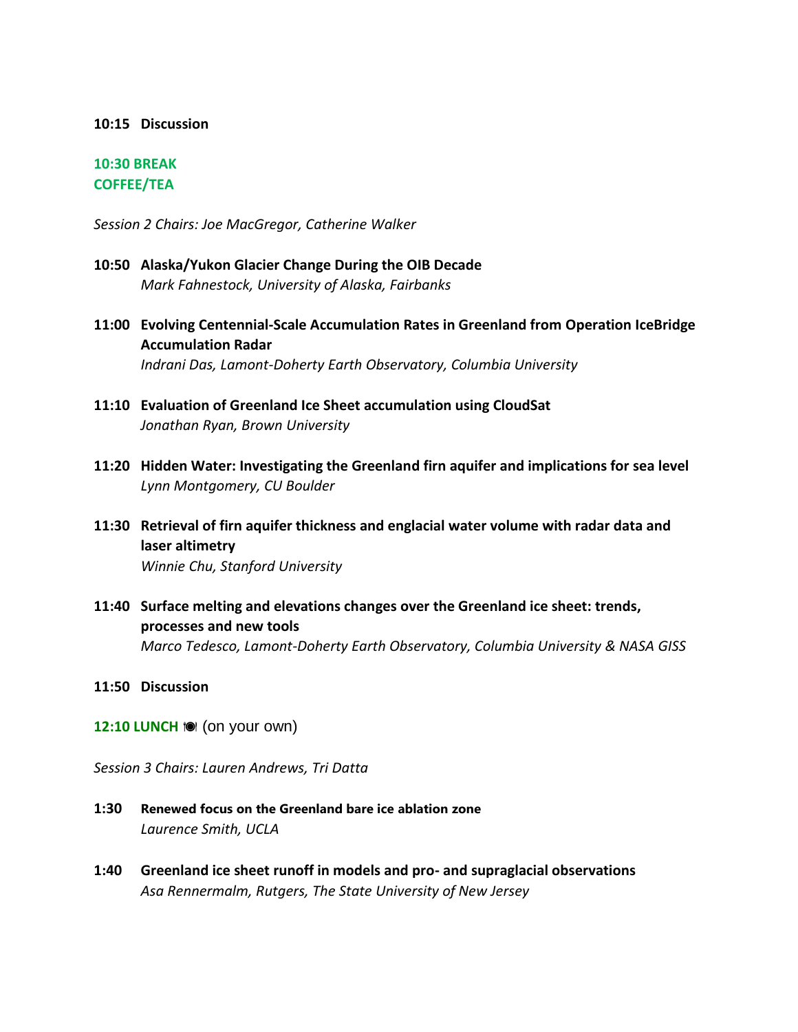**10:15 Discussion**

**10:30 BREAK**
**COFFEE/TEA**

*Session 2 Chairs: Joe MacGregor, Catherine Walker*

**10:50 Alaska/Yukon Glacier Change During the OIB Decade**
*Mark Fahnestock, University of Alaska, Fairbanks*

**11:00 Evolving Centennial-Scale Accumulation Rates in Greenland from Operation IceBridge Accumulation Radar**
*Indrani Das, Lamont-Doherty Earth Observatory, Columbia University*

**11:10 Evaluation of Greenland Ice Sheet accumulation using CloudSat**
*Jonathan Ryan, Brown University*

**11:20 Hidden Water: Investigating the Greenland firn aquifer and implications for sea level**
*Lynn Montgomery, CU Boulder*

**11:30 Retrieval of firn aquifer thickness and englacial water volume with radar data and laser altimetry**
*Winnie Chu, Stanford University*

**11:40 Surface melting and elevations changes over the Greenland ice sheet: trends, processes and new tools**
*Marco Tedesco, Lamont-Doherty Earth Observatory, Columbia University & NASA GISS*

**11:50 Discussion**

**12:10 LUNCH** 🍽 (on your own)

*Session 3 Chairs: Lauren Andrews, Tri Datta*

**1:30 Renewed focus on the Greenland bare ice ablation zone**
*Laurence Smith, UCLA*

**1:40 Greenland ice sheet runoff in models and pro- and supraglacial observations**
*Asa Rennermalm, Rutgers, The State University of New Jersey*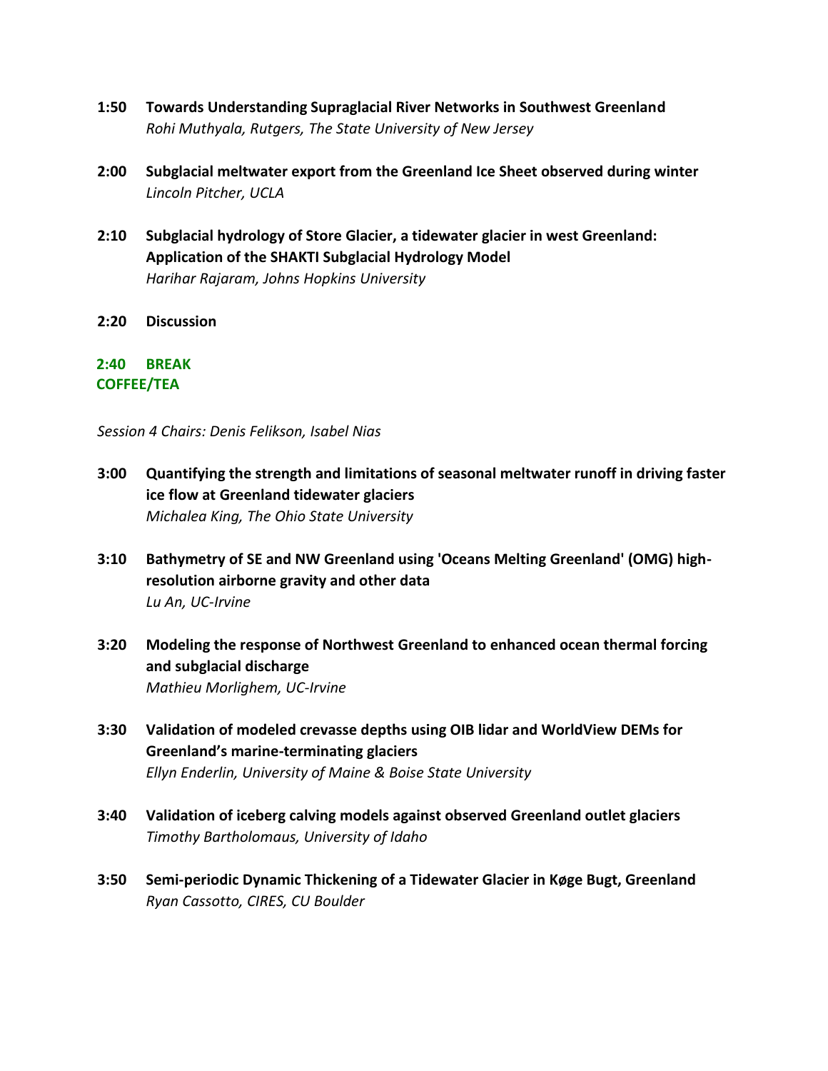**1:50 Towards Understanding Supraglacial River Networks in Southwest Greenland**
*Rohi Muthyala, Rutgers, The State University of New Jersey*

**2:00 Subglacial meltwater export from the Greenland Ice Sheet observed during winter**
*Lincoln Pitcher, UCLA*

**2:10 Subglacial hydrology of Store Glacier, a tidewater glacier in west Greenland: Application of the SHAKTI Subglacial Hydrology Model**
*Harihar Rajaram, Johns Hopkins University*

**2:20 Discussion**

**2:40 BREAK**
**COFFEE/TEA**

*Session 4 Chairs: Denis Felikson, Isabel Nias*

**3:00 Quantifying the strength and limitations of seasonal meltwater runoff in driving faster ice flow at Greenland tidewater glaciers**
*Michalea King, The Ohio State University*

**3:10 Bathymetry of SE and NW Greenland using 'Oceans Melting Greenland' (OMG) high-resolution airborne gravity and other data**
*Lu An, UC-Irvine*

**3:20 Modeling the response of Northwest Greenland to enhanced ocean thermal forcing and subglacial discharge**
*Mathieu Morlighem, UC-Irvine*

**3:30 Validation of modeled crevasse depths using OIB lidar and WorldView DEMs for Greenland's marine-terminating glaciers**
*Ellyn Enderlin, University of Maine & Boise State University*

**3:40 Validation of iceberg calving models against observed Greenland outlet glaciers**
*Timothy Bartholomaus, University of Idaho*

**3:50 Semi-periodic Dynamic Thickening of a Tidewater Glacier in Køge Bugt, Greenland**
*Ryan Cassotto, CIRES, CU Boulder*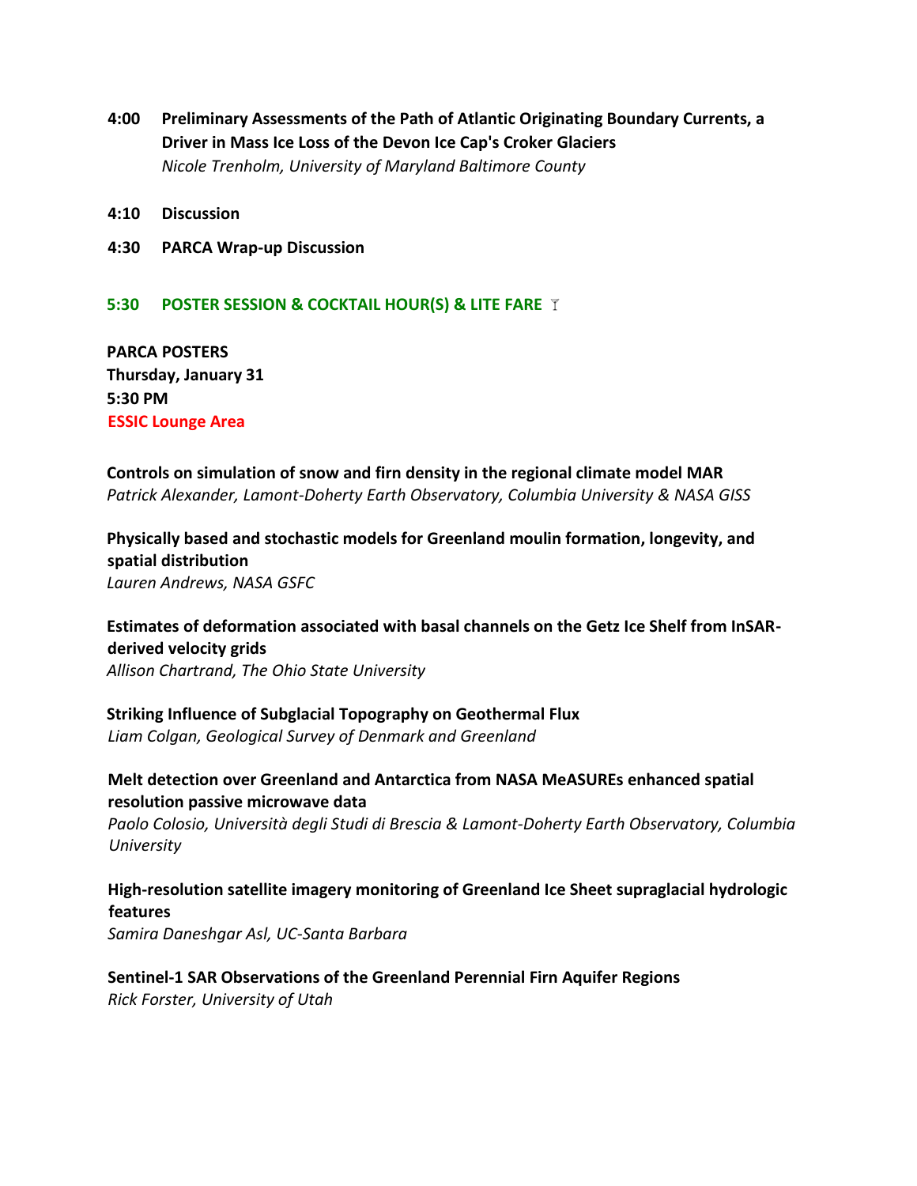**4:00 Preliminary Assessments of the Path of Atlantic Originating Boundary Currents, a Driver in Mass Ice Loss of the Devon Ice Cap's Croker Glaciers**
*Nicole Trenholm, University of Maryland Baltimore County*

**4:10 Discussion**

**4:30 PARCA Wrap-up Discussion**

**5:30 POSTER SESSION & COCKTAIL HOUR(S) & LITE FARE** 🍸

**PARCA POSTERS**
**Thursday, January 31**
**5:30 PM**
**ESSIC Lounge Area**

**Controls on simulation of snow and firn density in the regional climate model MAR**
*Patrick Alexander, Lamont-Doherty Earth Observatory, Columbia University & NASA GISS*

**Physically based and stochastic models for Greenland moulin formation, longevity, and spatial distribution**
*Lauren Andrews, NASA GSFC*

**Estimates of deformation associated with basal channels on the Getz Ice Shelf from InSAR-derived velocity grids**
*Allison Chartrand, The Ohio State University*

**Striking Influence of Subglacial Topography on Geothermal Flux**
*Liam Colgan, Geological Survey of Denmark and Greenland*

**Melt detection over Greenland and Antarctica from NASA MeASUREs enhanced spatial resolution passive microwave data**
*Paolo Colosio, Università degli Studi di Brescia & Lamont-Doherty Earth Observatory, Columbia University*

**High-resolution satellite imagery monitoring of Greenland Ice Sheet supraglacial hydrologic features**
*Samira Daneshgar Asl, UC-Santa Barbara*

**Sentinel-1 SAR Observations of the Greenland Perennial Firn Aquifer Regions**
*Rick Forster, University of Utah*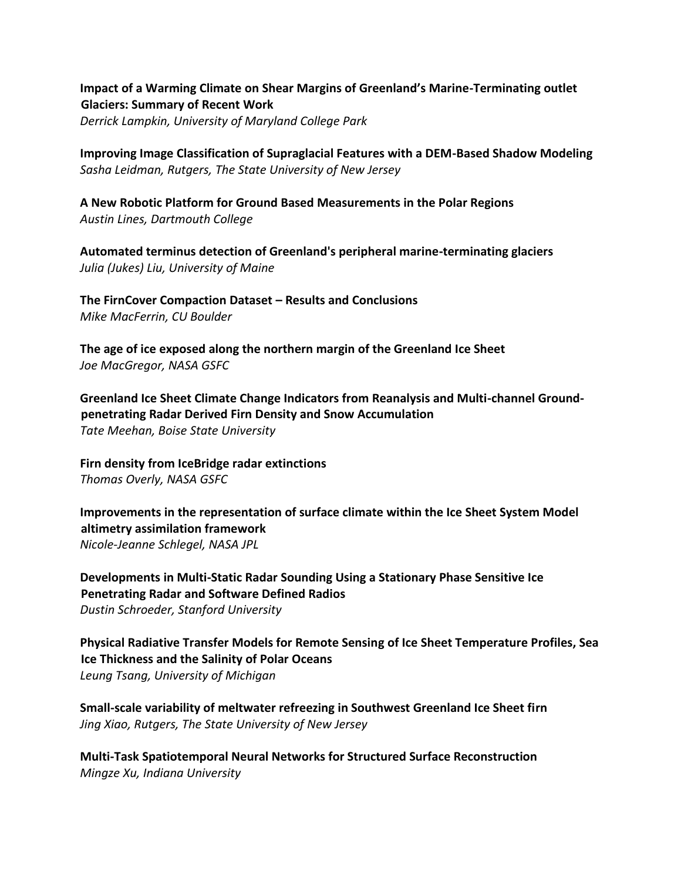**Impact of a Warming Climate on Shear Margins of Greenland's Marine-Terminating outlet Glaciers: Summary of Recent Work**
*Derrick Lampkin, University of Maryland College Park*

**Improving Image Classification of Supraglacial Features with a DEM-Based Shadow Modeling**
*Sasha Leidman, Rutgers, The State University of New Jersey*

**A New Robotic Platform for Ground Based Measurements in the Polar Regions**
*Austin Lines, Dartmouth College*

**Automated terminus detection of Greenland's peripheral marine-terminating glaciers**
*Julia (Jukes) Liu, University of Maine*

**The FirnCover Compaction Dataset – Results and Conclusions**
*Mike MacFerrin, CU Boulder*

**The age of ice exposed along the northern margin of the Greenland Ice Sheet**
*Joe MacGregor, NASA GSFC*

**Greenland Ice Sheet Climate Change Indicators from Reanalysis and Multi-channel Ground-penetrating Radar Derived Firn Density and Snow Accumulation**
*Tate Meehan, Boise State University*

**Firn density from IceBridge radar extinctions**
*Thomas Overly, NASA GSFC*

**Improvements in the representation of surface climate within the Ice Sheet System Model altimetry assimilation framework**
*Nicole-Jeanne Schlegel, NASA JPL*

**Developments in Multi-Static Radar Sounding Using a Stationary Phase Sensitive Ice Penetrating Radar and Software Defined Radios**
*Dustin Schroeder, Stanford University*

**Physical Radiative Transfer Models for Remote Sensing of Ice Sheet Temperature Profiles, Sea Ice Thickness and the Salinity of Polar Oceans**
*Leung Tsang, University of Michigan*

**Small-scale variability of meltwater refreezing in Southwest Greenland Ice Sheet firn**
*Jing Xiao, Rutgers, The State University of New Jersey*

**Multi-Task Spatiotemporal Neural Networks for Structured Surface Reconstruction**
*Mingze Xu, Indiana University*